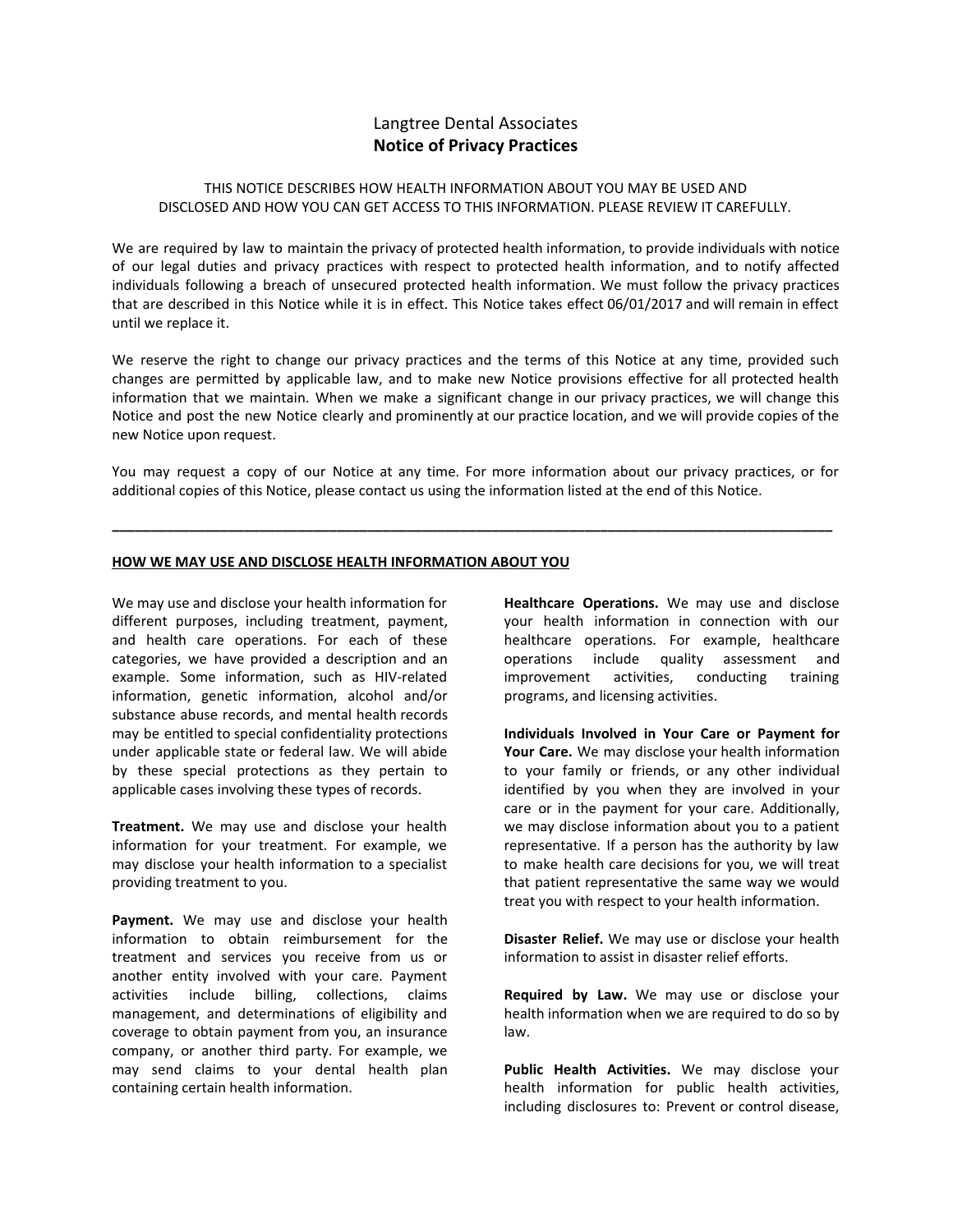Langtree Dental Associates

# Notice of Privacy Practices

THIS NOTICE DESCRIBES HOW HEALTH INFORMATION ABOUT YOU MAY BE USED AND DISCLOSED AND HOW YOU CAN GET ACCESS TO THIS INFORMATION. PLEASE REVIEW IT CAREFULLY.

We are required by law to maintain the privacy of protected health information, to provide individuals with notice of our legal duties and privacy practices with respect to protected health information, and to notify affected individuals following a breach of unsecured protected health information. We must follow the privacy practices that are described in this Notice while it is in effect. This Notice takes effect 06/01/2017 and will remain in effect until we replace it.

We reserve the right to change our privacy practices and the terms of this Notice at any time, provided such changes are permitted by applicable law, and to make new Notice provisions effective for all protected health information that we maintain. When we make a significant change in our privacy practices, we will change this Notice and post the new Notice clearly and prominently at our practice location, and we will provide copies of the new Notice upon request.

You may request a copy of our Notice at any time. For more information about our privacy practices, or for additional copies of this Notice, please contact us using the information listed at the end of this Notice.

---

## HOW WE MAY USE AND DISCLOSE HEALTH INFORMATION ABOUT YOU

We may use and disclose your health information for different purposes, including treatment, payment, and health care operations. For each of these categories, we have provided a description and an example. Some information, such as HIV-related information, genetic information, alcohol and/or substance abuse records, and mental health records may be entitled to special confidentiality protections under applicable state or federal law. We will abide by these special protections as they pertain to applicable cases involving these types of records.

**Treatment.** We may use and disclose your health information for your treatment. For example, we may disclose your health information to a specialist providing treatment to you.

**Payment.** We may use and disclose your health information to obtain reimbursement for the treatment and services you receive from us or another entity involved with your care. Payment activities include billing, collections, claims management, and determinations of eligibility and coverage to obtain payment from you, an insurance company, or another third party. For example, we may send claims to your dental health plan containing certain health information.

**Healthcare Operations.** We may use and disclose your health information in connection with our healthcare operations. For example, healthcare operations include quality assessment and improvement activities, conducting training programs, and licensing activities.

**Individuals Involved in Your Care or Payment for Your Care.** We may disclose your health information to your family or friends, or any other individual identified by you when they are involved in your care or in the payment for your care. Additionally, we may disclose information about you to a patient representative. If a person has the authority by law to make health care decisions for you, we will treat that patient representative the same way we would treat you with respect to your health information.

**Disaster Relief.** We may use or disclose your health information to assist in disaster relief efforts.

**Required by Law.** We may use or disclose your health information when we are required to do so by law.

**Public Health Activities.** We may disclose your health information for public health activities, including disclosures to: Prevent or control disease,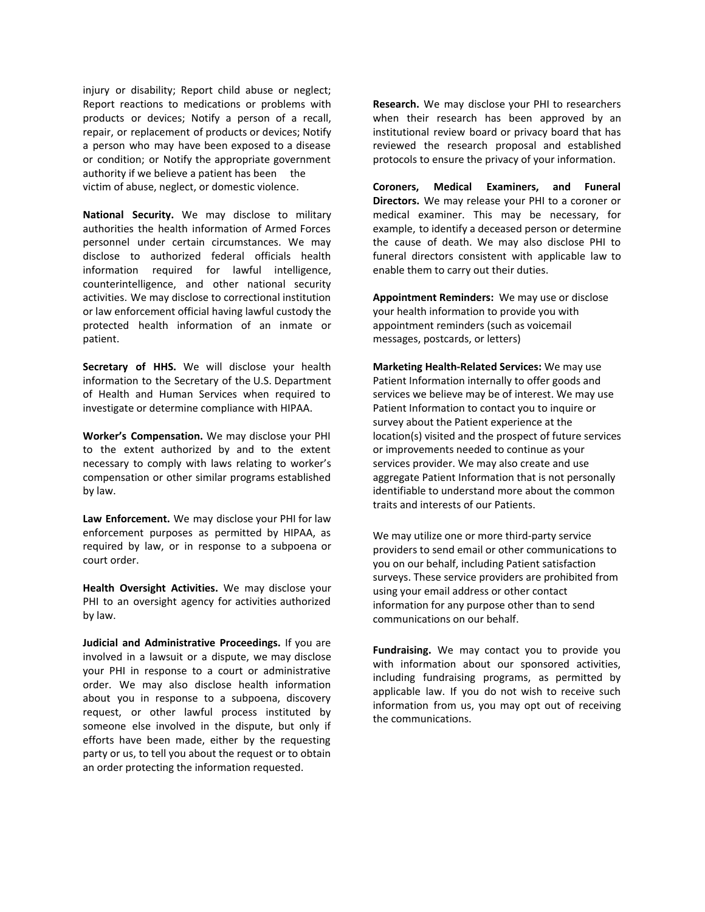injury or disability; Report child abuse or neglect; Report reactions to medications or problems with products or devices; Notify a person of a recall, repair, or replacement of products or devices; Notify a person who may have been exposed to a disease or condition; or Notify the appropriate government authority if we believe a patient has been the victim of abuse, neglect, or domestic violence.

**National Security.** We may disclose to military authorities the health information of Armed Forces personnel under certain circumstances. We may disclose to authorized federal officials health information required for lawful intelligence, counterintelligence, and other national security activities. We may disclose to correctional institution or law enforcement official having lawful custody the protected health information of an inmate or patient.

**Secretary of HHS.** We will disclose your health information to the Secretary of the U.S. Department of Health and Human Services when required to investigate or determine compliance with HIPAA.

**Worker's Compensation.** We may disclose your PHI to the extent authorized by and to the extent necessary to comply with laws relating to worker's compensation or other similar programs established by law.

**Law Enforcement.** We may disclose your PHI for law enforcement purposes as permitted by HIPAA, as required by law, or in response to a subpoena or court order.

**Health Oversight Activities.** We may disclose your PHI to an oversight agency for activities authorized by law.

**Judicial and Administrative Proceedings.** If you are involved in a lawsuit or a dispute, we may disclose your PHI in response to a court or administrative order. We may also disclose health information about you in response to a subpoena, discovery request, or other lawful process instituted by someone else involved in the dispute, but only if efforts have been made, either by the requesting party or us, to tell you about the request or to obtain an order protecting the information requested.

**Research.** We may disclose your PHI to researchers when their research has been approved by an institutional review board or privacy board that has reviewed the research proposal and established protocols to ensure the privacy of your information.

**Coroners, Medical Examiners, and Funeral Directors.** We may release your PHI to a coroner or medical examiner. This may be necessary, for example, to identify a deceased person or determine the cause of death. We may also disclose PHI to funeral directors consistent with applicable law to enable them to carry out their duties.

**Appointment Reminders:** We may use or disclose your health information to provide you with appointment reminders (such as voicemail messages, postcards, or letters)

**Marketing Health-Related Services:** We may use Patient Information internally to offer goods and services we believe may be of interest. We may use Patient Information to contact you to inquire or survey about the Patient experience at the location(s) visited and the prospect of future services or improvements needed to continue as your services provider. We may also create and use aggregate Patient Information that is not personally identifiable to understand more about the common traits and interests of our Patients.

We may utilize one or more third-party service providers to send email or other communications to you on our behalf, including Patient satisfaction surveys. These service providers are prohibited from using your email address or other contact information for any purpose other than to send communications on our behalf.

**Fundraising.** We may contact you to provide you with information about our sponsored activities, including fundraising programs, as permitted by applicable law. If you do not wish to receive such information from us, you may opt out of receiving the communications.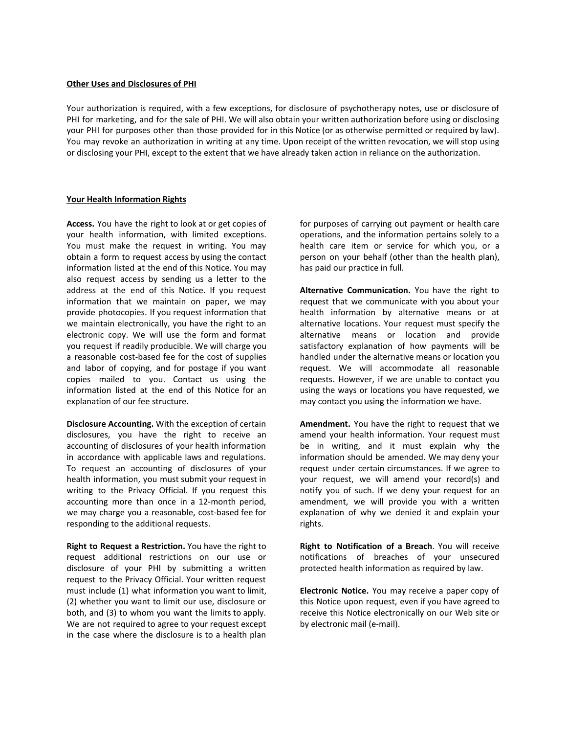## Other Uses and Disclosures of PHI

Your authorization is required, with a few exceptions, for disclosure of psychotherapy notes, use or disclosure of PHI for marketing, and for the sale of PHI. We will also obtain your written authorization before using or disclosing your PHI for purposes other than those provided for in this Notice (or as otherwise permitted or required by law). You may revoke an authorization in writing at any time. Upon receipt of the written revocation, we will stop using or disclosing your PHI, except to the extent that we have already taken action in reliance on the authorization.

## Your Health Information Rights

**Access.** You have the right to look at or get copies of your health information, with limited exceptions. You must make the request in writing. You may obtain a form to request access by using the contact information listed at the end of this Notice. You may also request access by sending us a letter to the address at the end of this Notice. If you request information that we maintain on paper, we may provide photocopies. If you request information that we maintain electronically, you have the right to an electronic copy. We will use the form and format you request if readily producible. We will charge you a reasonable cost-based fee for the cost of supplies and labor of copying, and for postage if you want copies mailed to you. Contact us using the information listed at the end of this Notice for an explanation of our fee structure.

**Disclosure Accounting.** With the exception of certain disclosures, you have the right to receive an accounting of disclosures of your health information in accordance with applicable laws and regulations. To request an accounting of disclosures of your health information, you must submit your request in writing to the Privacy Official. If you request this accounting more than once in a 12-month period, we may charge you a reasonable, cost-based fee for responding to the additional requests.

**Right to Request a Restriction.** You have the right to request additional restrictions on our use or disclosure of your PHI by submitting a written request to the Privacy Official. Your written request must include (1) what information you want to limit, (2) whether you want to limit our use, disclosure or both, and (3) to whom you want the limits to apply. We are not required to agree to your request except in the case where the disclosure is to a health plan for purposes of carrying out payment or health care operations, and the information pertains solely to a health care item or service for which you, or a person on your behalf (other than the health plan), has paid our practice in full.

**Alternative Communication.** You have the right to request that we communicate with you about your health information by alternative means or at alternative locations. Your request must specify the alternative means or location and provide satisfactory explanation of how payments will be handled under the alternative means or location you request. We will accommodate all reasonable requests. However, if we are unable to contact you using the ways or locations you have requested, we may contact you using the information we have.

**Amendment.** You have the right to request that we amend your health information. Your request must be in writing, and it must explain why the information should be amended. We may deny your request under certain circumstances. If we agree to your request, we will amend your record(s) and notify you of such. If we deny your request for an amendment, we will provide you with a written explanation of why we denied it and explain your rights.

**Right to Notification of a Breach**. You will receive notifications of breaches of your unsecured protected health information as required by law.

**Electronic Notice.** You may receive a paper copy of this Notice upon request, even if you have agreed to receive this Notice electronically on our Web site or by electronic mail (e-mail).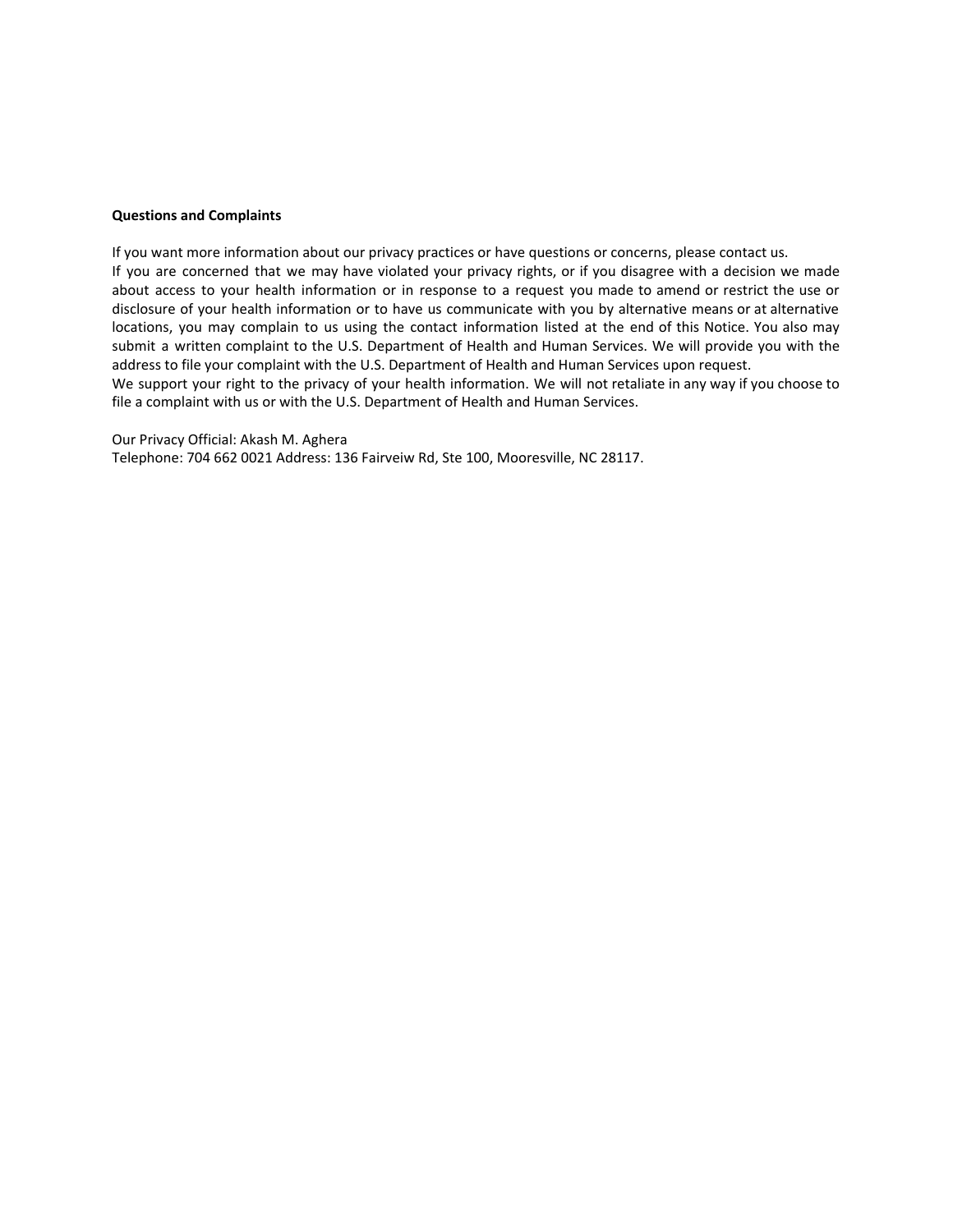**Questions and Complaints**

If you want more information about our privacy practices or have questions or concerns, please contact us.
If you are concerned that we may have violated your privacy rights, or if you disagree with a decision we made about access to your health information or in response to a request you made to amend or restrict the use or disclosure of your health information or to have us communicate with you by alternative means or at alternative locations, you may complain to us using the contact information listed at the end of this Notice. You also may submit a written complaint to the U.S. Department of Health and Human Services. We will provide you with the address to file your complaint with the U.S. Department of Health and Human Services upon request.
We support your right to the privacy of your health information. We will not retaliate in any way if you choose to file a complaint with us or with the U.S. Department of Health and Human Services.

Our Privacy Official: Akash M. Aghera
Telephone: 704 662 0021 Address: 136 Fairveiw Rd, Ste 100, Mooresville, NC 28117.